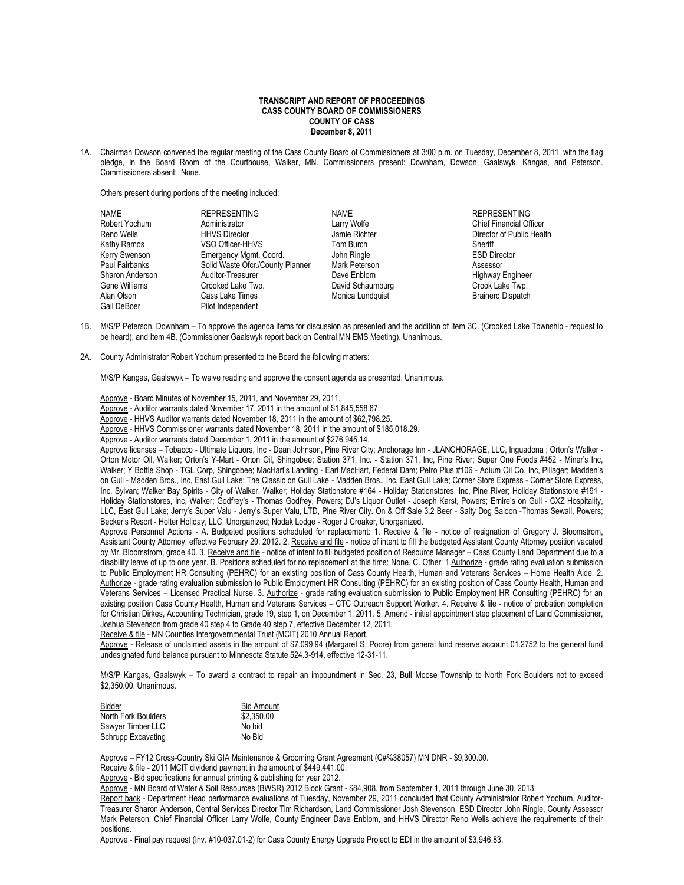**TRANSCRIPT AND REPORT OF PROCEEDINGS**
**CASS COUNTY BOARD OF COMMISSIONERS**
**COUNTY OF CASS**
**December 8, 2011**

1A. Chairman Dowson convened the regular meeting of the Cass County Board of Commissioners at 3:00 p.m. on Tuesday, December 8, 2011, with the flag pledge, in the Board Room of the Courthouse, Walker, MN. Commissioners present: Downham, Dowson, Gaalswyk, Kangas, and Peterson. Commissioners absent: None.

Others present during portions of the meeting included:

| NAME | REPRESENTING | NAME | REPRESENTING |
|---|---|---|---|
| Robert Yochum | Administrator | Larry Wolfe | Chief Financial Officer |
| Reno Wells | HHVS Director | Jamie Richter | Director of Public Health |
| Kathy Ramos | VSO Officer-HHVS | Tom Burch | Sheriff |
| Kerry Swenson | Emergency Mgmt. Coord. | John Ringle | ESD Director |
| Paul Fairbanks | Solid Waste Ofcr./County Planner | Mark Peterson | Assessor |
| Sharon Anderson | Auditor-Treasurer | Dave Enblom | Highway Engineer |
| Gene Williams | Crooked Lake Twp. | David Schaumburg | Crook Lake Twp. |
| Alan Olson | Cass Lake Times | Monica Lundquist | Brainerd Dispatch |
| Gail DeBoer | Pilot Independent | | |

1B. M/S/P Peterson, Downham – To approve the agenda items for discussion as presented and the addition of Item 3C. (Crooked Lake Township - request to be heard), and Item 4B. (Commissioner Gaalswyk report back on Central MN EMS Meeting). Unanimous.

2A. County Administrator Robert Yochum presented to the Board the following matters:

M/S/P Kangas, Gaalswyk – To waive reading and approve the consent agenda as presented. Unanimous.

Approve - Board Minutes of November 15, 2011, and November 29, 2011.

Approve - Auditor warrants dated November 17, 2011 in the amount of $1,845,558.67.

Approve - HHVS Auditor warrants dated November 18, 2011 in the amount of $62,798.25.

Approve - HHVS Commissioner warrants dated November 18, 2011 in the amount of $185,018.29.

Approve - Auditor warrants dated December 1, 2011 in the amount of $276,945.14.

Approve licenses – Tobacco - Ultimate Liquors, Inc - Dean Johnson, Pine River City; Anchorage Inn - JLANCHORAGE, LLC, Inguadona ; Orton's Walker - Orton Motor Oil, Walker; Orton's Y-Mart - Orton Oil, Shingobee; Station 371, Inc. - Station 371, Inc, Pine River; Super One Foods #452 - Miner's Inc, Walker; Y Bottle Shop - TGL Corp, Shingobee; MacHart's Landing - Earl MacHart, Federal Dam; Petro Plus #106 - Adium Oil Co, Inc, Pillager; Madden's on Gull - Madden Bros., Inc, East Gull Lake; The Classic on Gull Lake - Madden Bros., Inc, East Gull Lake; Corner Store Express - Corner Store Express, Inc, Sylvan; Walker Bay Spirits - City of Walker, Walker; Holiday Stationstore #164 - Holiday Stationstores, Inc, Pine River; Holiday Stationstore #191 - Holiday Stationstores, Inc, Walker; Godfrey's - Thomas Godfrey, Powers; DJ's Liquor Outlet - Joseph Karst, Powers; Ernire's on Gull - CXZ Hospitality, LLC, East Gull Lake; Jerry's Super Valu - Jerry's Super Valu, LTD, Pine River City. On & Off Sale 3.2 Beer - Salty Dog Saloon -Thomas Sewall, Powers; Becker's Resort - Holter Holiday, LLC, Unorganized; Nodak Lodge - Roger J Croaker, Unorganized.

Approve Personnel Actions - A. Budgeted positions scheduled for replacement: 1. Receive & file - notice of resignation of Gregory J. Bloomstrom, Assistant County Attorney, effective February 29, 2012. 2. Receive and file - notice of intent to fill the budgeted Assistant County Attorney position vacated by Mr. Bloomstrom, grade 40. 3. Receive and file - notice of intent to fill budgeted position of Resource Manager – Cass County Land Department due to a disability leave of up to one year. B. Positions scheduled for no replacement at this time: None. C. Other: 1.Authorize - grade rating evaluation submission to Public Employment HR Consulting (PEHRC) for an existing position of Cass County Health, Human and Veterans Services – Home Health Aide. 2. Authorize - grade rating evaluation submission to Public Employment HR Consulting (PEHRC) for an existing position of Cass County Health, Human and Veterans Services – Licensed Practical Nurse. 3. Authorize - grade rating evaluation submission to Public Employment HR Consulting (PEHRC) for an existing position Cass County Health, Human and Veterans Services – CTC Outreach Support Worker. 4. Receive & file - notice of probation completion for Christian Dirkes, Accounting Technician, grade 19, step 1, on December 1, 2011. 5. Amend - initial appointment step placement of Land Commissioner, Joshua Stevenson from grade 40 step 4 to Grade 40 step 7, effective December 12, 2011.

Receive & file - MN Counties Intergovernmental Trust (MCIT) 2010 Annual Report.

Approve - Release of unclaimed assets in the amount of $7,099.94 (Margaret S. Poore) from general fund reserve account 01.2752 to the general fund undesignated fund balance pursuant to Minnesota Statute 524.3-914, effective 12-31-11.

M/S/P Kangas, Gaalswyk – To award a contract to repair an impoundment in Sec. 23, Bull Moose Township to North Fork Boulders not to exceed $2,350.00. Unanimous.

| Bidder | Bid Amount |
|---|---|
| North Fork Boulders | $2,350.00 |
| Sawyer Timber LLC | No bid |
| Schrupp Excavating | No Bid |

Approve – FY12 Cross-Country Ski GIA Maintenance & Grooming Grant Agreement (C#%38057) MN DNR - $9,300.00.

Receive & file - 2011 MCIT dividend payment in the amount of $449,441.00.

Approve - Bid specifications for annual printing & publishing for year 2012.

Approve - MN Board of Water & Soil Resources (BWSR) 2012 Block Grant - $84,908. from September 1, 2011 through June 30, 2013.

Report back - Department Head performance evaluations of Tuesday, November 29, 2011 concluded that County Administrator Robert Yochum, Auditor-Treasurer Sharon Anderson, Central Services Director Tim Richardson, Land Commissioner Josh Stevenson, ESD Director John Ringle, County Assessor Mark Peterson, Chief Financial Officer Larry Wolfe, County Engineer Dave Enblom, and HHVS Director Reno Wells achieve the requirements of their positions.

Approve - Final pay request (Inv. #10-037.01-2) for Cass County Energy Upgrade Project to EDI in the amount of $3,946.83.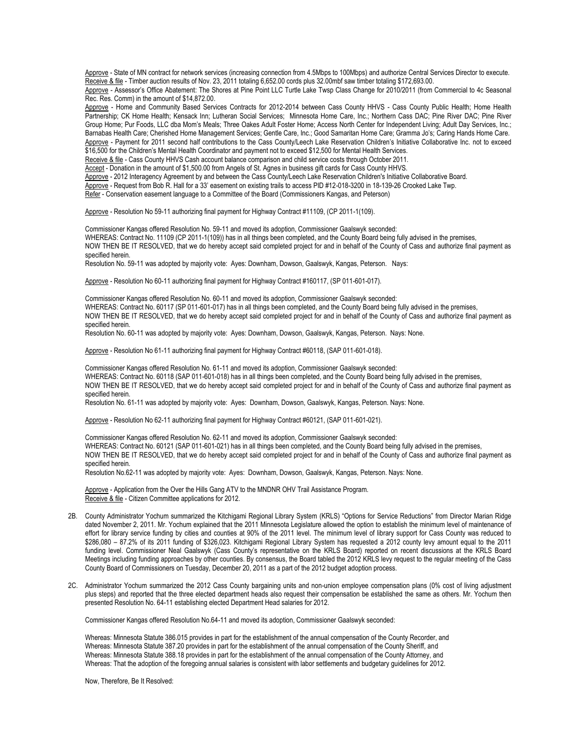Approve - State of MN contract for network services (increasing connection from 4.5Mbps to 100Mbps) and authorize Central Services Director to execute.
Receive & file - Timber auction results of Nov. 23, 2011 totaling 6,652.00 cords plus 32.00mbf saw timber totaling $172,693.00.
Approve - Assessor's Office Abatement: The Shores at Pine Point LLC Turtle Lake Twsp Class Change for 2010/2011 (from Commercial to 4c Seasonal Rec. Res. Comm) in the amount of $14,872.00.
Approve - Home and Community Based Services Contracts for 2012-2014 between Cass County HHVS - Cass County Public Health; Home Health Partnership; CK Home Health; Kensack Inn; Lutheran Social Services; Minnesota Home Care, Inc.; Northern Cass DAC; Pine River DAC; Pine River Group Home; Pur Foods, LLC dba Mom's Meals; Three Oakes Adult Foster Home; Access North Center for Independent Living; Adult Day Services, Inc.; Barnabas Health Care; Cherished Home Management Services; Gentle Care, Inc.; Good Samaritan Home Care; Gramma Jo's; Caring Hands Home Care.
Approve - Payment for 2011 second half contributions to the Cass County/Leech Lake Reservation Children's Initiative Collaborative Inc. not to exceed $16,500 for the Children's Mental Health Coordinator and payment not to exceed $12,500 for Mental Health Services.
Receive & file - Cass County HHVS Cash account balance comparison and child service costs through October 2011.
Accept - Donation in the amount of $1,500.00 from Angels of St. Agnes in business gift cards for Cass County HHVS.
Approve - 2012 Interagency Agreement by and between the Cass County/Leech Lake Reservation Children's Initiative Collaborative Board.
Approve - Request from Bob R. Hall for a 33' easement on existing trails to access PID #12-018-3200 in 18-139-26 Crooked Lake Twp.
Refer - Conservation easement language to a Committee of the Board (Commissioners Kangas, and Peterson)

Approve - Resolution No 59-11 authorizing final payment for Highway Contract #11109, (CP 2011-1(109).

Commissioner Kangas offered Resolution No. 59-11 and moved its adoption, Commissioner Gaalswyk seconded:
WHEREAS: Contract No. 11109 (CP 2011-1(109)) has in all things been completed, and the County Board being fully advised in the premises,
NOW THEN BE IT RESOLVED, that we do hereby accept said completed project for and in behalf of the County of Cass and authorize final payment as specified herein.
Resolution No. 59-11 was adopted by majority vote: Ayes: Downham, Dowson, Gaalswyk, Kangas, Peterson. Nays:

Approve - Resolution No 60-11 authorizing final payment for Highway Contract #160117, (SP 011-601-017).

Commissioner Kangas offered Resolution No. 60-11 and moved its adoption, Commissioner Gaalswyk seconded:
WHEREAS: Contract No. 60117 (SP 011-601-017) has in all things been completed, and the County Board being fully advised in the premises,
NOW THEN BE IT RESOLVED, that we do hereby accept said completed project for and in behalf of the County of Cass and authorize final payment as specified herein.
Resolution No. 60-11 was adopted by majority vote: Ayes: Downham, Dowson, Gaalswyk, Kangas, Peterson. Nays: None.

Approve - Resolution No 61-11 authorizing final payment for Highway Contract #60118, (SAP 011-601-018).

Commissioner Kangas offered Resolution No. 61-11 and moved its adoption, Commissioner Gaalswyk seconded:
WHEREAS: Contract No. 60118 (SAP 011-601-018) has in all things been completed, and the County Board being fully advised in the premises,
NOW THEN BE IT RESOLVED, that we do hereby accept said completed project for and in behalf of the County of Cass and authorize final payment as specified herein.
Resolution No. 61-11 was adopted by majority vote: Ayes: Downham, Dowson, Gaalswyk, Kangas, Peterson. Nays: None.

Approve - Resolution No 62-11 authorizing final payment for Highway Contract #60121, (SAP 011-601-021).

Commissioner Kangas offered Resolution No. 62-11 and moved its adoption, Commissioner Gaalswyk seconded:
WHEREAS: Contract No. 60121 (SAP 011-601-021) has in all things been completed, and the County Board being fully advised in the premises,
NOW THEN BE IT RESOLVED, that we do hereby accept said completed project for and in behalf of the County of Cass and authorize final payment as specified herein.
Resolution No.62-11 was adopted by majority vote: Ayes: Downham, Dowson, Gaalswyk, Kangas, Peterson. Nays: None.

Approve - Application from the Over the Hills Gang ATV to the MNDNR OHV Trail Assistance Program.
Receive & file - Citizen Committee applications for 2012.

2B. County Administrator Yochum summarized the Kitchigami Regional Library System (KRLS) "Options for Service Reductions" from Director Marian Ridge dated November 2, 2011. Mr. Yochum explained that the 2011 Minnesota Legislature allowed the option to establish the minimum level of maintenance of effort for library service funding by cities and counties at 90% of the 2011 level. The minimum level of library support for Cass County was reduced to $286,080 – 87.2% of its 2011 funding of $326,023. Kitchigami Regional Library System has requested a 2012 county levy amount equal to the 2011 funding level. Commissioner Neal Gaalswyk (Cass County's representative on the KRLS Board) reported on recent discussions at the KRLS Board Meetings including funding approaches by other counties. By consensus, the Board tabled the 2012 KRLS levy request to the regular meeting of the Cass County Board of Commissioners on Tuesday, December 20, 2011 as a part of the 2012 budget adoption process.

2C. Administrator Yochum summarized the 2012 Cass County bargaining units and non-union employee compensation plans (0% cost of living adjustment plus steps) and reported that the three elected department heads also request their compensation be established the same as others. Mr. Yochum then presented Resolution No. 64-11 establishing elected Department Head salaries for 2012.

Commissioner Kangas offered Resolution No.64-11 and moved its adoption, Commissioner Gaalswyk seconded:

Whereas: Minnesota Statute 386.015 provides in part for the establishment of the annual compensation of the County Recorder, and
Whereas: Minnesota Statute 387.20 provides in part for the establishment of the annual compensation of the County Sheriff, and
Whereas: Minnesota Statute 388.18 provides in part for the establishment of the annual compensation of the County Attorney, and
Whereas: That the adoption of the foregoing annual salaries is consistent with labor settlements and budgetary guidelines for 2012.

Now, Therefore, Be It Resolved: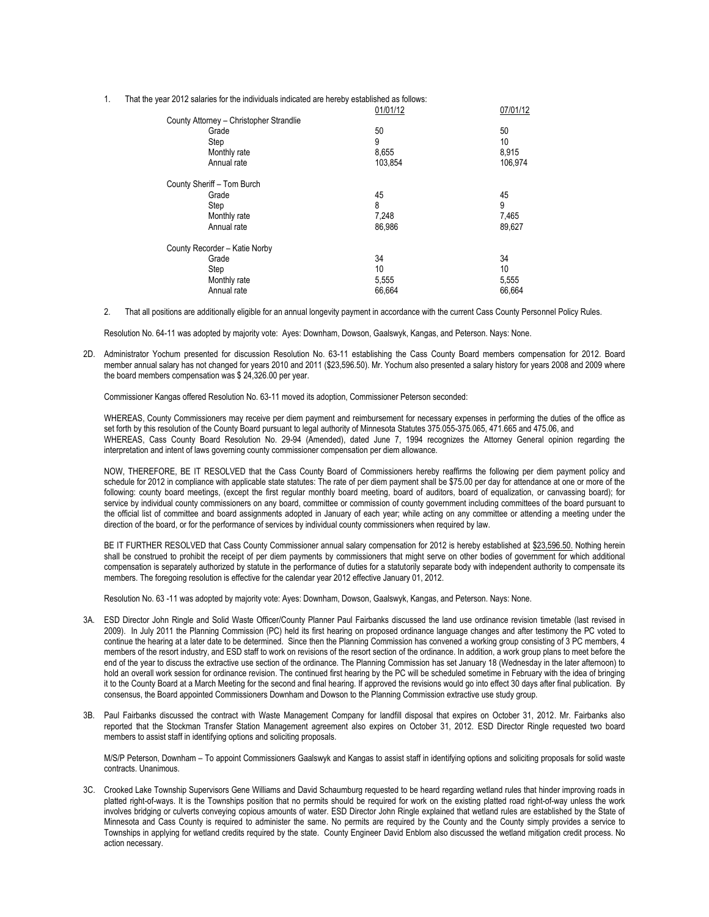1. That the year 2012 salaries for the individuals indicated are hereby established as follows:

| | 01/01/12 | 07/01/12 |
|---|---|---|
| County Attorney – Christopher Strandlie | | |
| Grade | 50 | 50 |
| Step | 9 | 10 |
| Monthly rate | 8,655 | 8,915 |
| Annual rate | 103,854 | 106,974 |
| County Sheriff – Tom Burch | | |
| Grade | 45 | 45 |
| Step | 8 | 9 |
| Monthly rate | 7,248 | 7,465 |
| Annual rate | 86,986 | 89,627 |
| County Recorder – Katie Norby | | |
| Grade | 34 | 34 |
| Step | 10 | 10 |
| Monthly rate | 5,555 | 5,555 |
| Annual rate | 66,664 | 66,664 |

2. That all positions are additionally eligible for an annual longevity payment in accordance with the current Cass County Personnel Policy Rules.

Resolution No. 64-11 was adopted by majority vote: Ayes: Downham, Dowson, Gaalswyk, Kangas, and Peterson. Nays: None.

2D. Administrator Yochum presented for discussion Resolution No. 63-11 establishing the Cass County Board members compensation for 2012. Board member annual salary has not changed for years 2010 and 2011 ($23,596.50). Mr. Yochum also presented a salary history for years 2008 and 2009 where the board members compensation was $ 24,326.00 per year.

Commissioner Kangas offered Resolution No. 63-11 moved its adoption, Commissioner Peterson seconded:

WHEREAS, County Commissioners may receive per diem payment and reimbursement for necessary expenses in performing the duties of the office as set forth by this resolution of the County Board pursuant to legal authority of Minnesota Statutes 375.055-375.065, 471.665 and 475.06, and
WHEREAS, Cass County Board Resolution No. 29-94 (Amended), dated June 7, 1994 recognizes the Attorney General opinion regarding the interpretation and intent of laws governing county commissioner compensation per diem allowance.

NOW, THEREFORE, BE IT RESOLVED that the Cass County Board of Commissioners hereby reaffirms the following per diem payment policy and schedule for 2012 in compliance with applicable state statutes: The rate of per diem payment shall be $75.00 per day for attendance at one or more of the following: county board meetings, (except the first regular monthly board meeting, board of auditors, board of equalization, or canvassing board); for service by individual county commissioners on any board, committee or commission of county government including committees of the board pursuant to the official list of committee and board assignments adopted in January of each year; while acting on any committee or attending a meeting under the direction of the board, or for the performance of services by individual county commissioners when required by law.

BE IT FURTHER RESOLVED that Cass County Commissioner annual salary compensation for 2012 is hereby established at $23,596.50. Nothing herein shall be construed to prohibit the receipt of per diem payments by commissioners that might serve on other bodies of government for which additional compensation is separately authorized by statute in the performance of duties for a statutorily separate body with independent authority to compensate its members. The foregoing resolution is effective for the calendar year 2012 effective January 01, 2012.

Resolution No. 63 -11 was adopted by majority vote: Ayes: Downham, Dowson, Gaalswyk, Kangas, and Peterson. Nays: None.

3A. ESD Director John Ringle and Solid Waste Officer/County Planner Paul Fairbanks discussed the land use ordinance revision timetable (last revised in 2009). In July 2011 the Planning Commission (PC) held its first hearing on proposed ordinance language changes and after testimony the PC voted to continue the hearing at a later date to be determined. Since then the Planning Commission has convened a working group consisting of 3 PC members, 4 members of the resort industry, and ESD staff to work on revisions of the resort section of the ordinance. In addition, a work group plans to meet before the end of the year to discuss the extractive use section of the ordinance. The Planning Commission has set January 18 (Wednesday in the later afternoon) to hold an overall work session for ordinance revision. The continued first hearing by the PC will be scheduled sometime in February with the idea of bringing it to the County Board at a March Meeting for the second and final hearing. If approved the revisions would go into effect 30 days after final publication. By consensus, the Board appointed Commissioners Downham and Dowson to the Planning Commission extractive use study group.

3B. Paul Fairbanks discussed the contract with Waste Management Company for landfill disposal that expires on October 31, 2012. Mr. Fairbanks also reported that the Stockman Transfer Station Management agreement also expires on October 31, 2012. ESD Director Ringle requested two board members to assist staff in identifying options and soliciting proposals.

M/S/P Peterson, Downham – To appoint Commissioners Gaalswyk and Kangas to assist staff in identifying options and soliciting proposals for solid waste contracts. Unanimous.

3C. Crooked Lake Township Supervisors Gene Williams and David Schaumburg requested to be heard regarding wetland rules that hinder improving roads in platted right-of-ways. It is the Townships position that no permits should be required for work on the existing platted road right-of-way unless the work involves bridging or culverts conveying copious amounts of water. ESD Director John Ringle explained that wetland rules are established by the State of Minnesota and Cass County is required to administer the same. No permits are required by the County and the County simply provides a service to Townships in applying for wetland credits required by the state. County Engineer David Enblom also discussed the wetland mitigation credit process. No action necessary.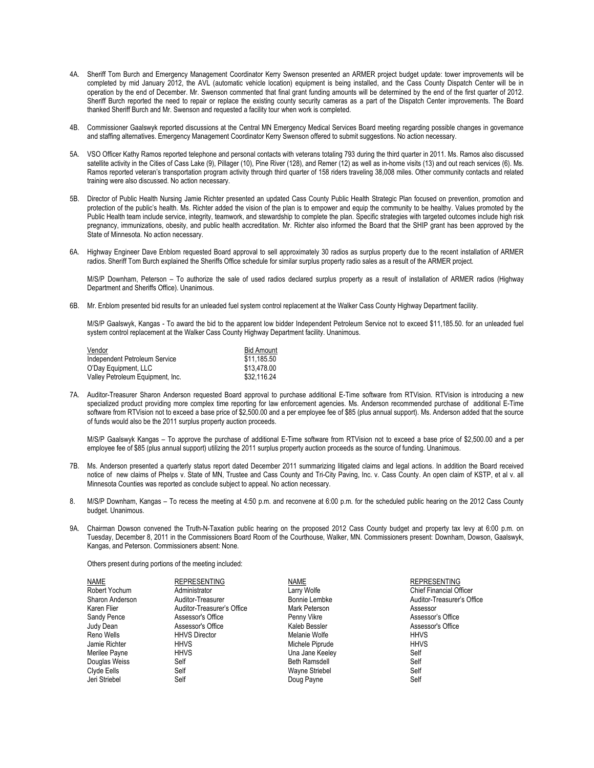4A. Sheriff Tom Burch and Emergency Management Coordinator Kerry Swenson presented an ARMER project budget update: tower improvements will be completed by mid January 2012, the AVL (automatic vehicle location) equipment is being installed, and the Cass County Dispatch Center will be in operation by the end of December. Mr. Swenson commented that final grant funding amounts will be determined by the end of the first quarter of 2012. Sheriff Burch reported the need to repair or replace the existing county security cameras as a part of the Dispatch Center improvements. The Board thanked Sheriff Burch and Mr. Swenson and requested a facility tour when work is completed.

4B. Commissioner Gaalswyk reported discussions at the Central MN Emergency Medical Services Board meeting regarding possible changes in governance and staffing alternatives. Emergency Management Coordinator Kerry Swenson offered to submit suggestions. No action necessary.

5A. VSO Officer Kathy Ramos reported telephone and personal contacts with veterans totaling 793 during the third quarter in 2011. Ms. Ramos also discussed satellite activity in the Cities of Cass Lake (9), Pillager (10), Pine River (128), and Remer (12) as well as in-home visits (13) and out reach services (6). Ms. Ramos reported veteran's transportation program activity through third quarter of 158 riders traveling 38,008 miles. Other community contacts and related training were also discussed. No action necessary.

5B. Director of Public Health Nursing Jamie Richter presented an updated Cass County Public Health Strategic Plan focused on prevention, promotion and protection of the public's health. Ms. Richter added the vision of the plan is to empower and equip the community to be healthy. Values promoted by the Public Health team include service, integrity, teamwork, and stewardship to complete the plan. Specific strategies with targeted outcomes include high risk pregnancy, immunizations, obesity, and public health accreditation. Mr. Richter also informed the Board that the SHIP grant has been approved by the State of Minnesota. No action necessary.

6A. Highway Engineer Dave Enblom requested Board approval to sell approximately 30 radios as surplus property due to the recent installation of ARMER radios. Sheriff Tom Burch explained the Sheriffs Office schedule for similar surplus property radio sales as a result of the ARMER project.

M/S/P Downham, Peterson – To authorize the sale of used radios declared surplus property as a result of installation of ARMER radios (Highway Department and Sheriffs Office). Unanimous.

6B. Mr. Enblom presented bid results for an unleaded fuel system control replacement at the Walker Cass County Highway Department facility.

M/S/P Gaalswyk, Kangas - To award the bid to the apparent low bidder Independent Petroleum Service not to exceed $11,185.50. for an unleaded fuel system control replacement at the Walker Cass County Highway Department facility. Unanimous.

| Vendor | Bid Amount |
|---|---|
| Independent Petroleum Service | $11,185.50 |
| O'Day Equipment, LLC | $13,478.00 |
| Valley Petroleum Equipment, Inc. | $32,116.24 |

7A. Auditor-Treasurer Sharon Anderson requested Board approval to purchase additional E-Time software from RTVision. RTVision is introducing a new specialized product providing more complex time reporting for law enforcement agencies. Ms. Anderson recommended purchase of additional E-Time software from RTVision not to exceed a base price of $2,500.00 and a per employee fee of $85 (plus annual support). Ms. Anderson added that the source of funds would also be the 2011 surplus property auction proceeds.

M/S/P Gaalswyk Kangas – To approve the purchase of additional E-Time software from RTVision not to exceed a base price of $2,500.00 and a per employee fee of $85 (plus annual support) utilizing the 2011 surplus property auction proceeds as the source of funding. Unanimous.

7B. Ms. Anderson presented a quarterly status report dated December 2011 summarizing litigated claims and legal actions. In addition the Board received notice of new claims of Phelps v. State of MN, Trustee and Cass County and Tri-City Paving, Inc. v. Cass County. An open claim of KSTP, et al v. all Minnesota Counties was reported as conclude subject to appeal. No action necessary.

8. M/S/P Downham, Kangas – To recess the meeting at 4:50 p.m. and reconvene at 6:00 p.m. for the scheduled public hearing on the 2012 Cass County budget. Unanimous.

9A. Chairman Dowson convened the Truth-N-Taxation public hearing on the proposed 2012 Cass County budget and property tax levy at 6:00 p.m. on Tuesday, December 8, 2011 in the Commissioners Board Room of the Courthouse, Walker, MN. Commissioners present: Downham, Dowson, Gaalswyk, Kangas, and Peterson. Commissioners absent: None.

Others present during portions of the meeting included:

| NAME | REPRESENTING | NAME | REPRESENTING |
|---|---|---|---|
| Robert Yochum | Administrator | Larry Wolfe | Chief Financial Officer |
| Sharon Anderson | Auditor-Treasurer | Bonnie Lembke | Auditor-Treasurer's Office |
| Karen Flier | Auditor-Treasurer's Office | Mark Peterson | Assessor |
| Sandy Pence | Assessor's Office | Penny Vikre | Assessor's Office |
| Judy Dean | Assessor's Office | Kaleb Bessler | Assessor's Office |
| Reno Wells | HHVS Director | Melanie Wolfe | HHVS |
| Jamie Richter | HHVS | Michele Piprude | HHVS |
| Merilee Payne | HHVS | Una Jane Keeley | Self |
| Douglas Weiss | Self | Beth Ramsdell | Self |
| Clyde Eells | Self | Wayne Striebel | Self |
| Jeri Striebel | Self | Doug Payne | Self |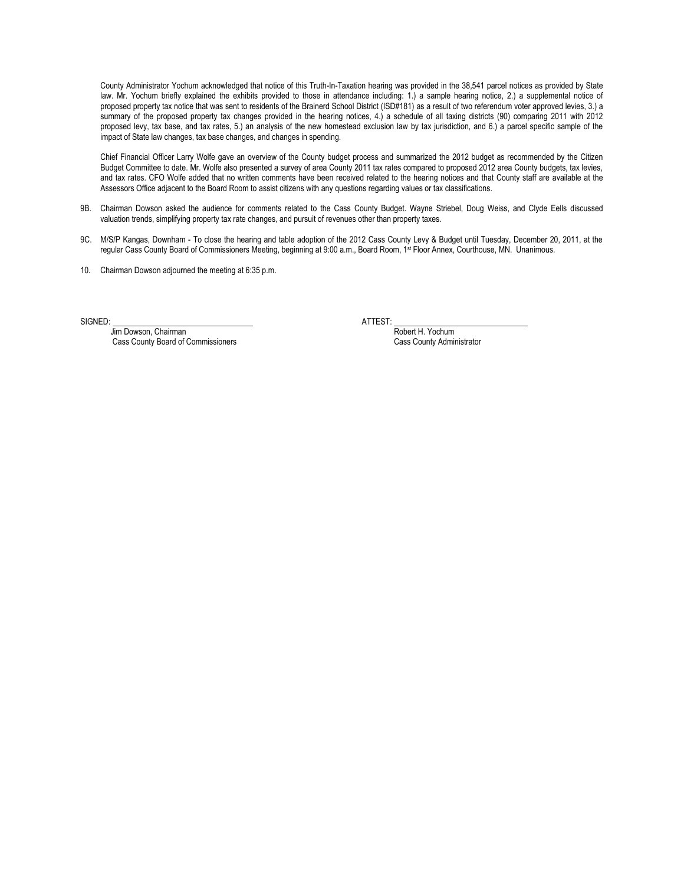County Administrator Yochum acknowledged that notice of this Truth-In-Taxation hearing was provided in the 38,541 parcel notices as provided by State law. Mr. Yochum briefly explained the exhibits provided to those in attendance including: 1.) a sample hearing notice, 2.) a supplemental notice of proposed property tax notice that was sent to residents of the Brainerd School District (ISD#181) as a result of two referendum voter approved levies, 3.) a summary of the proposed property tax changes provided in the hearing notices, 4.) a schedule of all taxing districts (90) comparing 2011 with 2012 proposed levy, tax base, and tax rates, 5.) an analysis of the new homestead exclusion law by tax jurisdiction, and 6.) a parcel specific sample of the impact of State law changes, tax base changes, and changes in spending.

Chief Financial Officer Larry Wolfe gave an overview of the County budget process and summarized the 2012 budget as recommended by the Citizen Budget Committee to date. Mr. Wolfe also presented a survey of area County 2011 tax rates compared to proposed 2012 area County budgets, tax levies, and tax rates. CFO Wolfe added that no written comments have been received related to the hearing notices and that County staff are available at the Assessors Office adjacent to the Board Room to assist citizens with any questions regarding values or tax classifications.

9B. Chairman Dowson asked the audience for comments related to the Cass County Budget. Wayne Striebel, Doug Weiss, and Clyde Eells discussed valuation trends, simplifying property tax rate changes, and pursuit of revenues other than property taxes.

9C. M/S/P Kangas, Downham - To close the hearing and table adoption of the 2012 Cass County Levy & Budget until Tuesday, December 20, 2011, at the regular Cass County Board of Commissioners Meeting, beginning at 9:00 a.m., Board Room, 1st Floor Annex, Courthouse, MN. Unanimous.

10. Chairman Dowson adjourned the meeting at 6:35 p.m.

SIGNED: ______________________________
Jim Dowson, Chairman
Cass County Board of Commissioners

ATTEST: ______________________________
Robert H. Yochum
Cass County Administrator